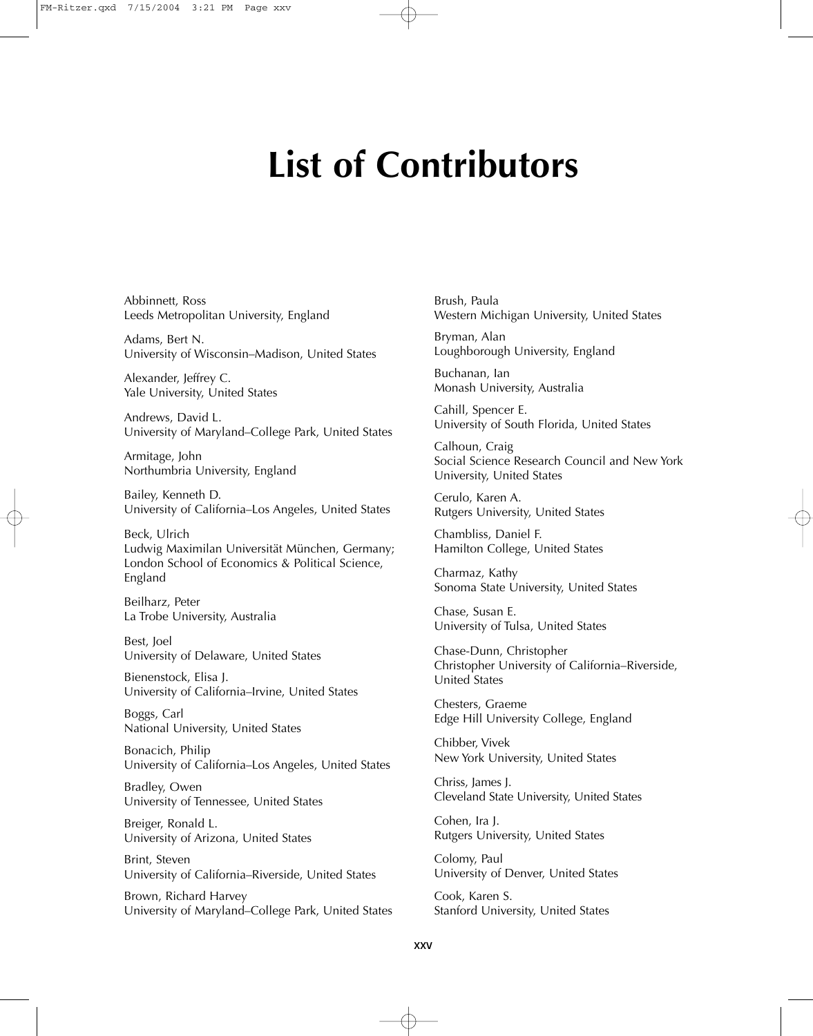# List of Contributors

Abbinnett, Ross
Leeds Metropolitan University, England

Adams, Bert N.
University of Wisconsin–Madison, United States

Alexander, Jeffrey C.
Yale University, United States

Andrews, David L.
University of Maryland–College Park, United States

Armitage, John
Northumbria University, England

Bailey, Kenneth D.
University of California–Los Angeles, United States

Beck, Ulrich
Ludwig Maximilan Universität München, Germany; London School of Economics & Political Science, England

Beilharz, Peter
La Trobe University, Australia

Best, Joel
University of Delaware, United States

Bienenstock, Elisa J.
University of California–Irvine, United States

Boggs, Carl
National University, United States

Bonacich, Philip
University of California–Los Angeles, United States

Bradley, Owen
University of Tennessee, United States

Breiger, Ronald L.
University of Arizona, United States

Brint, Steven
University of California–Riverside, United States

Brown, Richard Harvey
University of Maryland–College Park, United States

Brush, Paula
Western Michigan University, United States

Bryman, Alan
Loughborough University, England

Buchanan, Ian
Monash University, Australia

Cahill, Spencer E.
University of South Florida, United States

Calhoun, Craig
Social Science Research Council and New York University, United States

Cerulo, Karen A.
Rutgers University, United States

Chambliss, Daniel F.
Hamilton College, United States

Charmaz, Kathy
Sonoma State University, United States

Chase, Susan E.
University of Tulsa, United States

Chase-Dunn, Christopher
Christopher University of California–Riverside, United States

Chesters, Graeme
Edge Hill University College, England

Chibber, Vivek
New York University, United States

Chriss, James J.
Cleveland State University, United States

Cohen, Ira J.
Rutgers University, United States

Colomy, Paul
University of Denver, United States

Cook, Karen S.
Stanford University, United States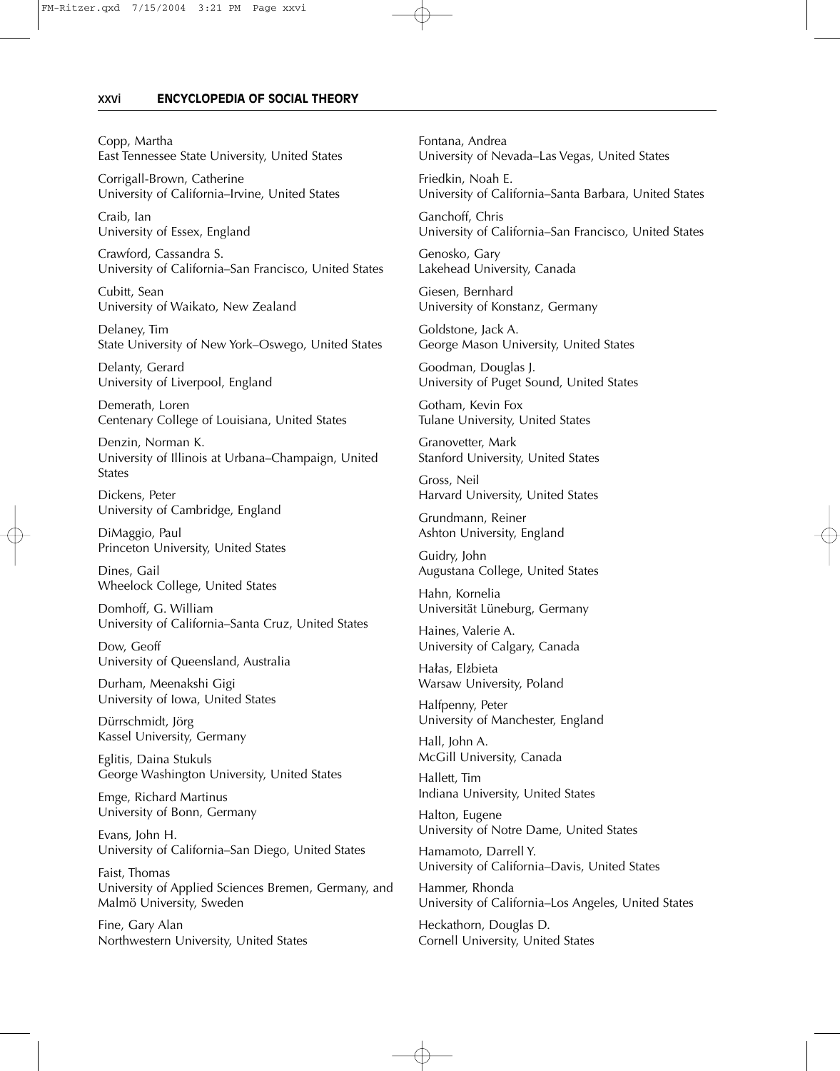Copp, Martha
East Tennessee State University, United States

Corrigall-Brown, Catherine
University of California–Irvine, United States

Craib, Ian
University of Essex, England

Crawford, Cassandra S.
University of California–San Francisco, United States

Cubitt, Sean
University of Waikato, New Zealand

Delaney, Tim
State University of New York–Oswego, United States

Delanty, Gerard
University of Liverpool, England

Demerath, Loren
Centenary College of Louisiana, United States

Denzin, Norman K.
University of Illinois at Urbana–Champaign, United States

Dickens, Peter
University of Cambridge, England

DiMaggio, Paul
Princeton University, United States

Dines, Gail
Wheelock College, United States

Domhoff, G. William
University of California–Santa Cruz, United States

Dow, Geoff
University of Queensland, Australia

Durham, Meenakshi Gigi
University of Iowa, United States

Dürrschmidt, Jörg
Kassel University, Germany

Eglitis, Daina Stukuls
George Washington University, United States

Emge, Richard Martinus
University of Bonn, Germany

Evans, John H.
University of California–San Diego, United States

Faist, Thomas
University of Applied Sciences Bremen, Germany, and Malmö University, Sweden

Fine, Gary Alan
Northwestern University, United States

Fontana, Andrea
University of Nevada–Las Vegas, United States

Friedkin, Noah E.
University of California–Santa Barbara, United States

Ganchoff, Chris
University of California–San Francisco, United States

Genosko, Gary
Lakehead University, Canada

Giesen, Bernhard
University of Konstanz, Germany

Goldstone, Jack A.
George Mason University, United States

Goodman, Douglas J.
University of Puget Sound, United States

Gotham, Kevin Fox
Tulane University, United States

Granovetter, Mark
Stanford University, United States

Gross, Neil
Harvard University, United States

Grundmann, Reiner
Ashton University, England

Guidry, John
Augustana College, United States

Hahn, Kornelia
Universität Lüneburg, Germany

Haines, Valerie A.
University of Calgary, Canada

Hałas, Elżbieta
Warsaw University, Poland

Halfpenny, Peter
University of Manchester, England

Hall, John A.
McGill University, Canada

Hallett, Tim
Indiana University, United States

Halton, Eugene
University of Notre Dame, United States

Hamamoto, Darrell Y.
University of California–Davis, United States

Hammer, Rhonda
University of California–Los Angeles, United States

Heckathorn, Douglas D.
Cornell University, United States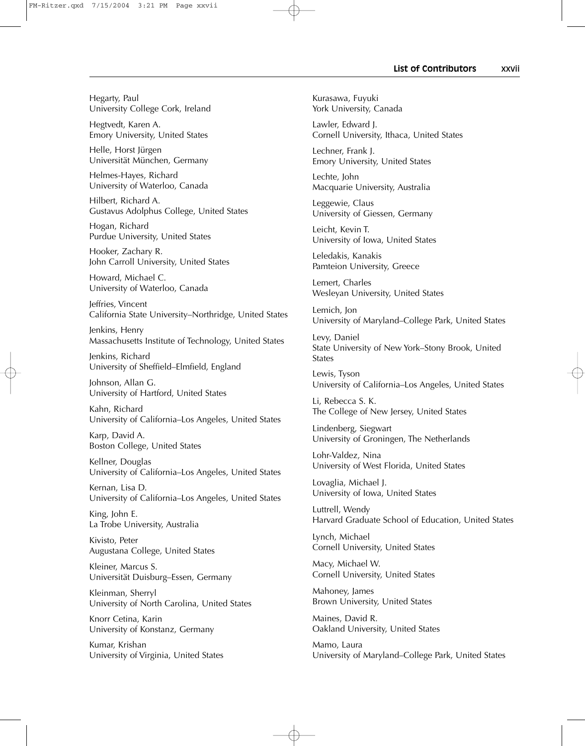Hegarty, Paul
University College Cork, Ireland

Hegtvedt, Karen A.
Emory University, United States

Helle, Horst Jürgen
Universität München, Germany

Helmes-Hayes, Richard
University of Waterloo, Canada

Hilbert, Richard A.
Gustavus Adolphus College, United States

Hogan, Richard
Purdue University, United States

Hooker, Zachary R.
John Carroll University, United States

Howard, Michael C.
University of Waterloo, Canada

Jeffries, Vincent
California State University–Northridge, United States

Jenkins, Henry
Massachusetts Institute of Technology, United States

Jenkins, Richard
University of Sheffield–Elmfield, England

Johnson, Allan G.
University of Hartford, United States

Kahn, Richard
University of California–Los Angeles, United States

Karp, David A.
Boston College, United States

Kellner, Douglas
University of California–Los Angeles, United States

Kernan, Lisa D.
University of California–Los Angeles, United States

King, John E.
La Trobe University, Australia

Kivisto, Peter
Augustana College, United States

Kleiner, Marcus S.
Universität Duisburg–Essen, Germany

Kleinman, Sherryl
University of North Carolina, United States

Knorr Cetina, Karin
University of Konstanz, Germany

Kumar, Krishan
University of Virginia, United States

Kurasawa, Fuyuki
York University, Canada

Lawler, Edward J.
Cornell University, Ithaca, United States

Lechner, Frank J.
Emory University, United States

Lechte, John
Macquarie University, Australia

Leggewie, Claus
University of Giessen, Germany

Leicht, Kevin T.
University of Iowa, United States

Leledakis, Kanakis
Pamteion University, Greece

Lemert, Charles
Wesleyan University, United States

Lemich, Jon
University of Maryland–College Park, United States

Levy, Daniel
State University of New York–Stony Brook, United States

Lewis, Tyson
University of California–Los Angeles, United States

Li, Rebecca S. K.
The College of New Jersey, United States

Lindenberg, Siegwart
University of Groningen, The Netherlands

Lohr-Valdez, Nina
University of West Florida, United States

Lovaglia, Michael J.
University of Iowa, United States

Luttrell, Wendy
Harvard Graduate School of Education, United States

Lynch, Michael
Cornell University, United States

Macy, Michael W.
Cornell University, United States

Mahoney, James
Brown University, United States

Maines, David R.
Oakland University, United States

Mamo, Laura
University of Maryland–College Park, United States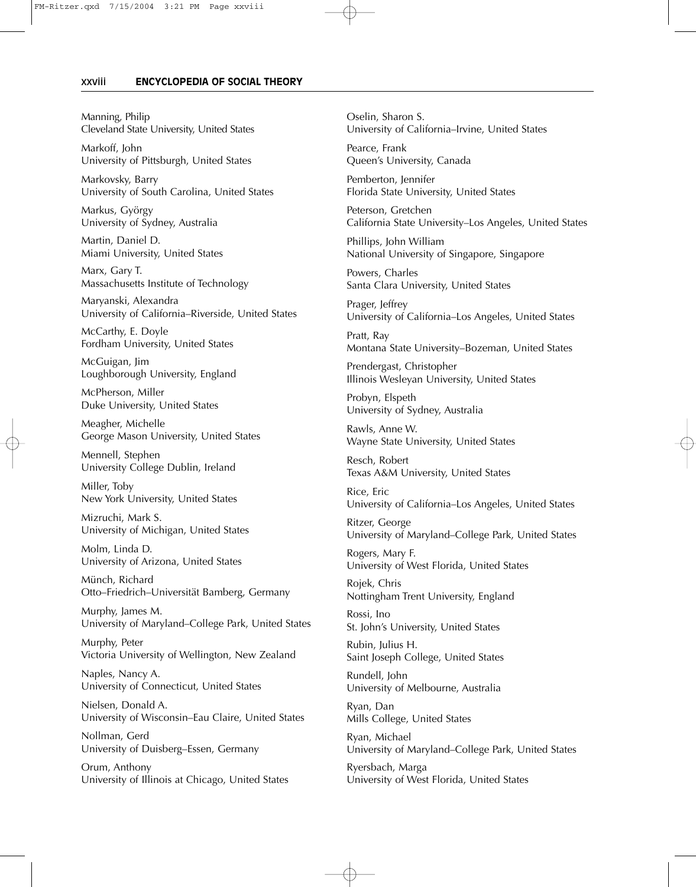Manning, Philip
Cleveland State University, United States

Markoff, John
University of Pittsburgh, United States

Markovsky, Barry
University of South Carolina, United States

Markus, György
University of Sydney, Australia

Martin, Daniel D.
Miami University, United States

Marx, Gary T.
Massachusetts Institute of Technology

Maryanski, Alexandra
University of California–Riverside, United States

McCarthy, E. Doyle
Fordham University, United States

McGuigan, Jim
Loughborough University, England

McPherson, Miller
Duke University, United States

Meagher, Michelle
George Mason University, United States

Mennell, Stephen
University College Dublin, Ireland

Miller, Toby
New York University, United States

Mizruchi, Mark S.
University of Michigan, United States

Molm, Linda D.
University of Arizona, United States

Münch, Richard
Otto–Friedrich–Universität Bamberg, Germany

Murphy, James M.
University of Maryland–College Park, United States

Murphy, Peter
Victoria University of Wellington, New Zealand

Naples, Nancy A.
University of Connecticut, United States

Nielsen, Donald A.
University of Wisconsin–Eau Claire, United States

Nollman, Gerd
University of Duisberg–Essen, Germany

Orum, Anthony
University of Illinois at Chicago, United States

Oselin, Sharon S.
University of California–Irvine, United States

Pearce, Frank
Queen's University, Canada

Pemberton, Jennifer
Florida State University, United States

Peterson, Gretchen
California State University–Los Angeles, United States

Phillips, John William
National University of Singapore, Singapore

Powers, Charles
Santa Clara University, United States

Prager, Jeffrey
University of California–Los Angeles, United States

Pratt, Ray
Montana State University–Bozeman, United States

Prendergast, Christopher
Illinois Wesleyan University, United States

Probyn, Elspeth
University of Sydney, Australia

Rawls, Anne W.
Wayne State University, United States

Resch, Robert
Texas A&M University, United States

Rice, Eric
University of California–Los Angeles, United States

Ritzer, George
University of Maryland–College Park, United States

Rogers, Mary F.
University of West Florida, United States

Rojek, Chris
Nottingham Trent University, England

Rossi, Ino
St. John's University, United States

Rubin, Julius H.
Saint Joseph College, United States

Rundell, John
University of Melbourne, Australia

Ryan, Dan
Mills College, United States

Ryan, Michael
University of Maryland–College Park, United States

Ryersbach, Marga
University of West Florida, United States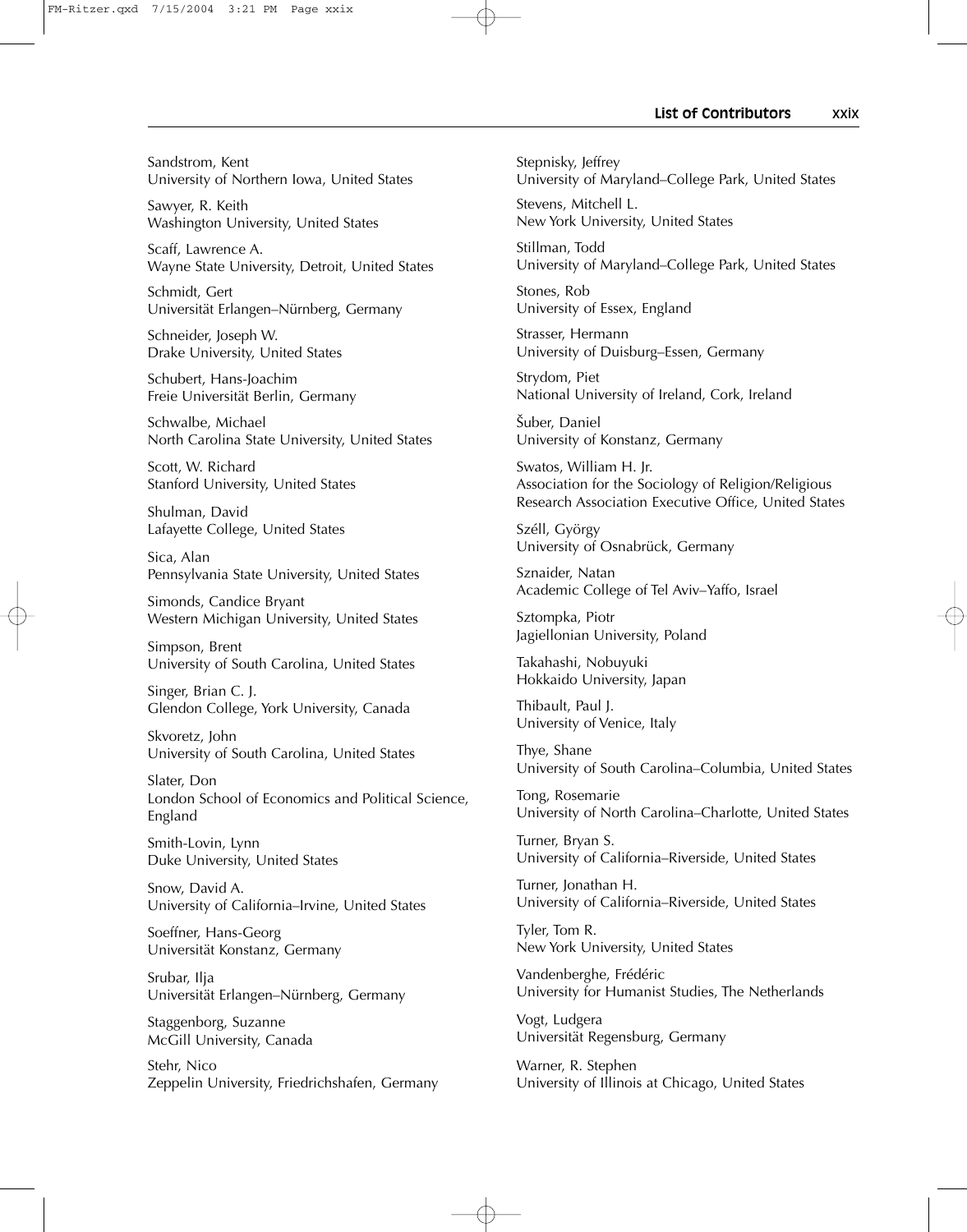Sandstrom, Kent
University of Northern Iowa, United States

Sawyer, R. Keith
Washington University, United States

Scaff, Lawrence A.
Wayne State University, Detroit, United States

Schmidt, Gert
Universität Erlangen–Nürnberg, Germany

Schneider, Joseph W.
Drake University, United States

Schubert, Hans-Joachim
Freie Universität Berlin, Germany

Schwalbe, Michael
North Carolina State University, United States

Scott, W. Richard
Stanford University, United States

Shulman, David
Lafayette College, United States

Sica, Alan
Pennsylvania State University, United States

Simonds, Candice Bryant
Western Michigan University, United States

Simpson, Brent
University of South Carolina, United States

Singer, Brian C. J.
Glendon College, York University, Canada

Skvoretz, John
University of South Carolina, United States

Slater, Don
London School of Economics and Political Science, England

Smith-Lovin, Lynn
Duke University, United States

Snow, David A.
University of California–Irvine, United States

Soeffner, Hans-Georg
Universität Konstanz, Germany

Srubar, Ilja
Universität Erlangen–Nürnberg, Germany

Staggenborg, Suzanne
McGill University, Canada

Stehr, Nico
Zeppelin University, Friedrichshafen, Germany

Stepnisky, Jeffrey
University of Maryland–College Park, United States

Stevens, Mitchell L.
New York University, United States

Stillman, Todd
University of Maryland–College Park, United States

Stones, Rob
University of Essex, England

Strasser, Hermann
University of Duisburg–Essen, Germany

Strydom, Piet
National University of Ireland, Cork, Ireland

Šuber, Daniel
University of Konstanz, Germany

Swatos, William H. Jr.
Association for the Sociology of Religion/Religious Research Association Executive Office, United States

Széll, György
University of Osnabrück, Germany

Sznaider, Natan
Academic College of Tel Aviv–Yaffo, Israel

Sztompka, Piotr
Jagiellonian University, Poland

Takahashi, Nobuyuki
Hokkaido University, Japan

Thibault, Paul J.
University of Venice, Italy

Thye, Shane
University of South Carolina–Columbia, United States

Tong, Rosemarie
University of North Carolina–Charlotte, United States

Turner, Bryan S.
University of California–Riverside, United States

Turner, Jonathan H.
University of California–Riverside, United States

Tyler, Tom R.
New York University, United States

Vandenberghe, Frédéric
University for Humanist Studies, The Netherlands

Vogt, Ludgera
Universität Regensburg, Germany

Warner, R. Stephen
University of Illinois at Chicago, United States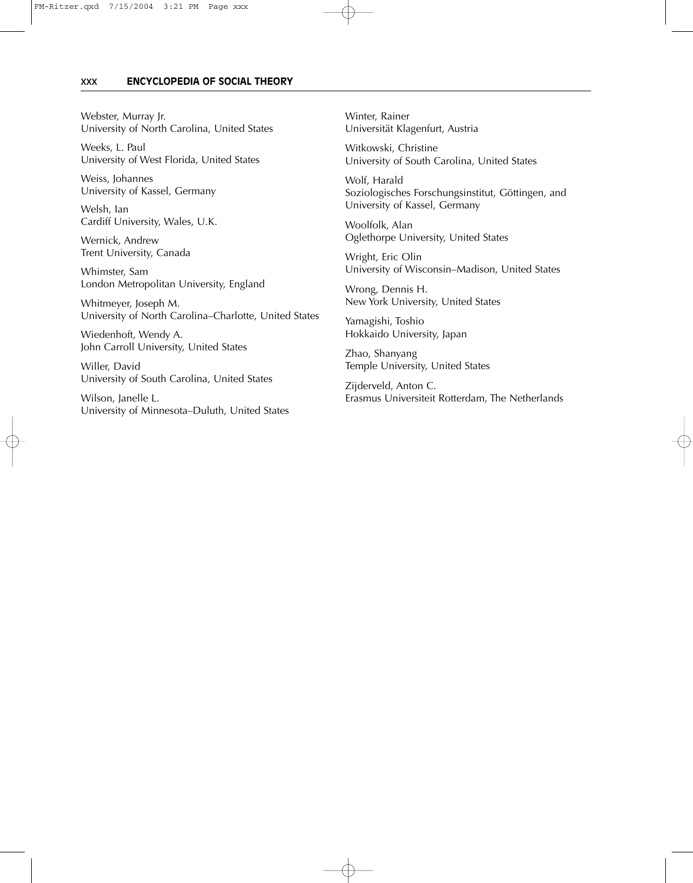Webster, Murray Jr.
University of North Carolina, United States

Weeks, L. Paul
University of West Florida, United States

Weiss, Johannes
University of Kassel, Germany

Welsh, Ian
Cardiff University, Wales, U.K.

Wernick, Andrew
Trent University, Canada

Whimster, Sam
London Metropolitan University, England

Whitmeyer, Joseph M.
University of North Carolina–Charlotte, United States

Wiedenhoft, Wendy A.
John Carroll University, United States

Willer, David
University of South Carolina, United States

Wilson, Janelle L.
University of Minnesota–Duluth, United States

Winter, Rainer
Universität Klagenfurt, Austria

Witkowski, Christine
University of South Carolina, United States

Wolf, Harald
Soziologisches Forschungsinstitut, Göttingen, and University of Kassel, Germany

Woolfolk, Alan
Oglethorpe University, United States

Wright, Eric Olin
University of Wisconsin–Madison, United States

Wrong, Dennis H.
New York University, United States

Yamagishi, Toshio
Hokkaido University, Japan

Zhao, Shanyang
Temple University, United States

Zijderveld, Anton C.
Erasmus Universiteit Rotterdam, The Netherlands